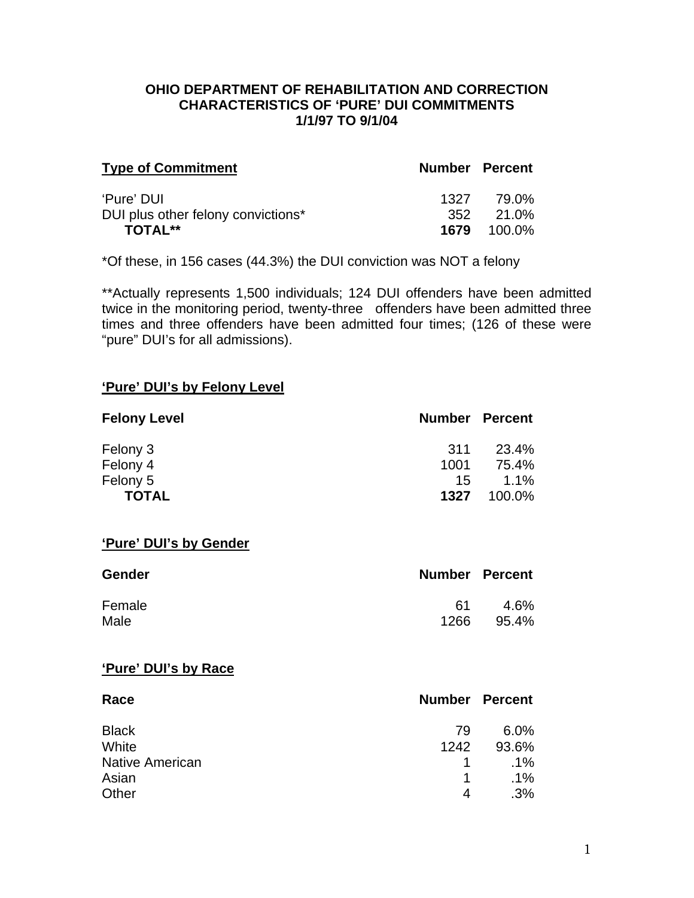**OHIO DEPARTMENT OF REHABILITATION AND CORRECTION**
**CHARACTERISTICS OF 'PURE' DUI COMMITMENTS**
**1/1/97 TO 9/1/04**

| Type of Commitment | Number | Percent |
|---|---|---|
| 'Pure' DUI | 1327 | 79.0% |
| DUI plus other felony convictions* | 352 | 21.0% |
| **TOTAL**** | **1679** | 100.0% |

*Of these, in 156 cases (44.3%) the DUI conviction was NOT a felony

**Actually represents 1,500 individuals; 124 DUI offenders have been admitted twice in the monitoring period, twenty-three offenders have been admitted three times and three offenders have been admitted four times; (126 of these were "pure" DUI's for all admissions).

## 'Pure' DUI's by Felony Level

| Felony Level | Number | Percent |
|---|---|---|
| Felony 3 | 311 | 23.4% |
| Felony 4 | 1001 | 75.4% |
| Felony 5 | 15 | 1.1% |
| **TOTAL** | **1327** | 100.0% |

## 'Pure' DUI's by Gender

| Gender | Number | Percent |
|---|---|---|
| Female | 61 | 4.6% |
| Male | 1266 | 95.4% |

## 'Pure' DUI's by Race

| Race | Number | Percent |
|---|---|---|
| Black | 79 | 6.0% |
| White | 1242 | 93.6% |
| Native American | 1 | .1% |
| Asian | 1 | .1% |
| Other | 4 | .3% |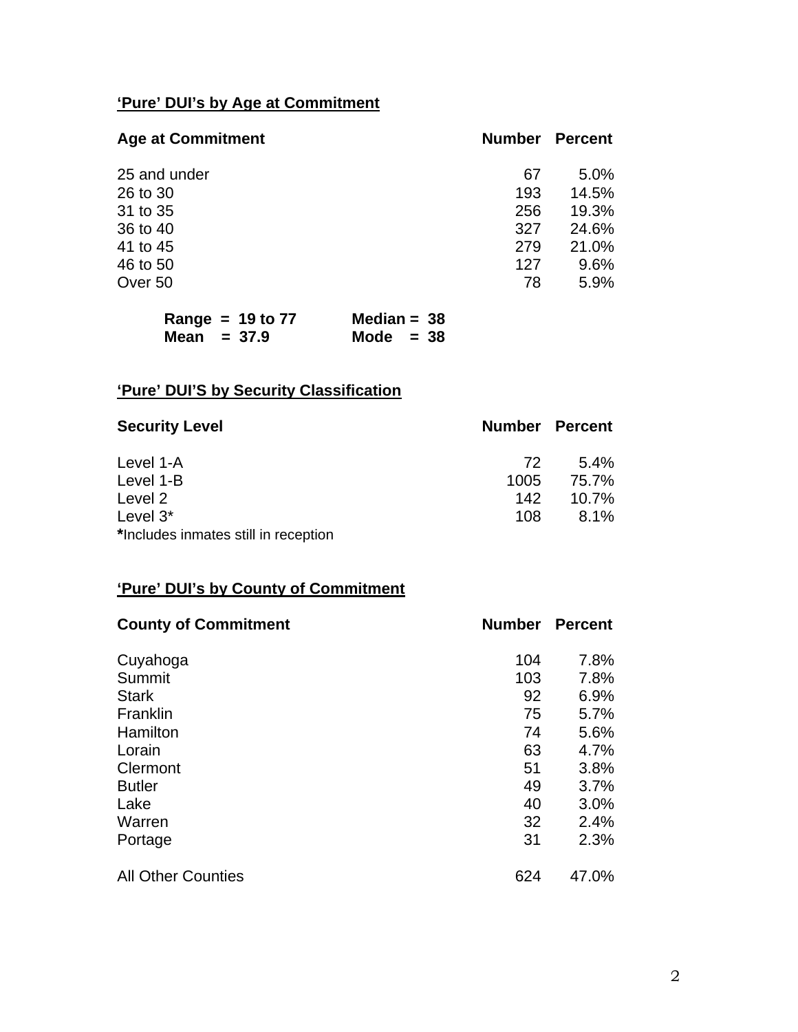## **'Pure' DUI's by Age at Commitment**

| Age at Commitment | Number | Percent |
|---|---|---|
| 25 and under | 67 | 5.0% |
| 26 to 30 | 193 | 14.5% |
| 31 to 35 | 256 | 19.3% |
| 36 to 40 | 327 | 24.6% |
| 41 to 45 | 279 | 21.0% |
| 46 to 50 | 127 | 9.6% |
| Over 50 | 78 | 5.9% |

**Range = 19 to 77** **Median = 38**
**Mean = 37.9** **Mode = 38**

## **'Pure' DUI'S by Security Classification**

| Security Level | Number | Percent |
|---|---|---|
| Level 1-A | 72 | 5.4% |
| Level 1-B | 1005 | 75.7% |
| Level 2 | 142 | 10.7% |
| Level 3* | 108 | 8.1% |

*Includes inmates still in reception

## **'Pure' DUI's by County of Commitment**

| County of Commitment | Number | Percent |
|---|---|---|
| Cuyahoga | 104 | 7.8% |
| Summit | 103 | 7.8% |
| Stark | 92 | 6.9% |
| Franklin | 75 | 5.7% |
| Hamilton | 74 | 5.6% |
| Lorain | 63 | 4.7% |
| Clermont | 51 | 3.8% |
| Butler | 49 | 3.7% |
| Lake | 40 | 3.0% |
| Warren | 32 | 2.4% |
| Portage | 31 | 2.3% |
| All Other Counties | 624 | 47.0% |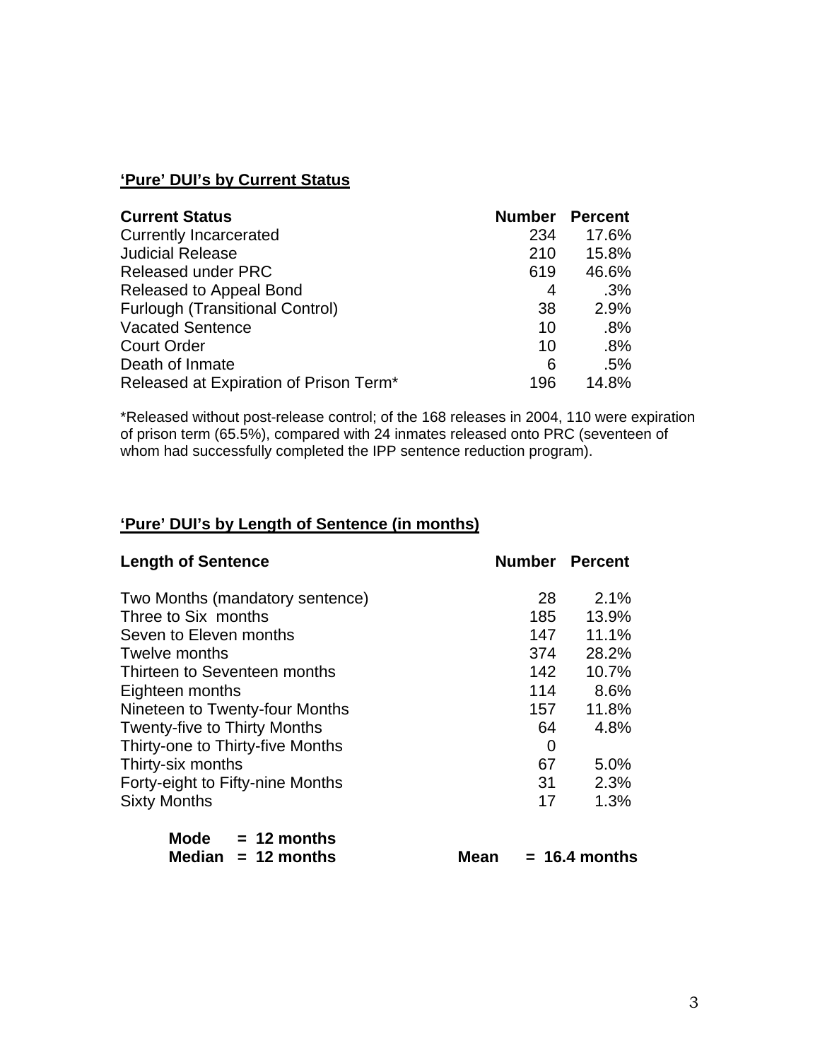## **'Pure' DUI's by Current Status**

| Current Status | Number | Percent |
|---|---|---|
| Currently Incarcerated | 234 | 17.6% |
| Judicial Release | 210 | 15.8% |
| Released under PRC | 619 | 46.6% |
| Released to Appeal Bond | 4 | .3% |
| Furlough (Transitional Control) | 38 | 2.9% |
| Vacated Sentence | 10 | .8% |
| Court Order | 10 | .8% |
| Death of Inmate | 6 | .5% |
| Released at Expiration of Prison Term* | 196 | 14.8% |

*Released without post-release control; of the 168 releases in 2004, 110 were expiration of prison term (65.5%), compared with 24 inmates released onto PRC (seventeen of whom had successfully completed the IPP sentence reduction program).

## **'Pure' DUI's by Length of Sentence (in months)**

| Length of Sentence | Number | Percent |
|---|---|---|
| Two Months (mandatory sentence) | 28 | 2.1% |
| Three to Six months | 185 | 13.9% |
| Seven to Eleven months | 147 | 11.1% |
| Twelve months | 374 | 28.2% |
| Thirteen to Seventeen months | 142 | 10.7% |
| Eighteen months | 114 | 8.6% |
| Nineteen to Twenty-four Months | 157 | 11.8% |
| Twenty-five to Thirty Months | 64 | 4.8% |
| Thirty-one to Thirty-five Months | 0 | |
| Thirty-six months | 67 | 5.0% |
| Forty-eight to Fifty-nine Months | 31 | 2.3% |
| Sixty Months | 17 | 1.3% |

**Mode = 12 months**
**Median = 12 months** **Mean = 16.4 months**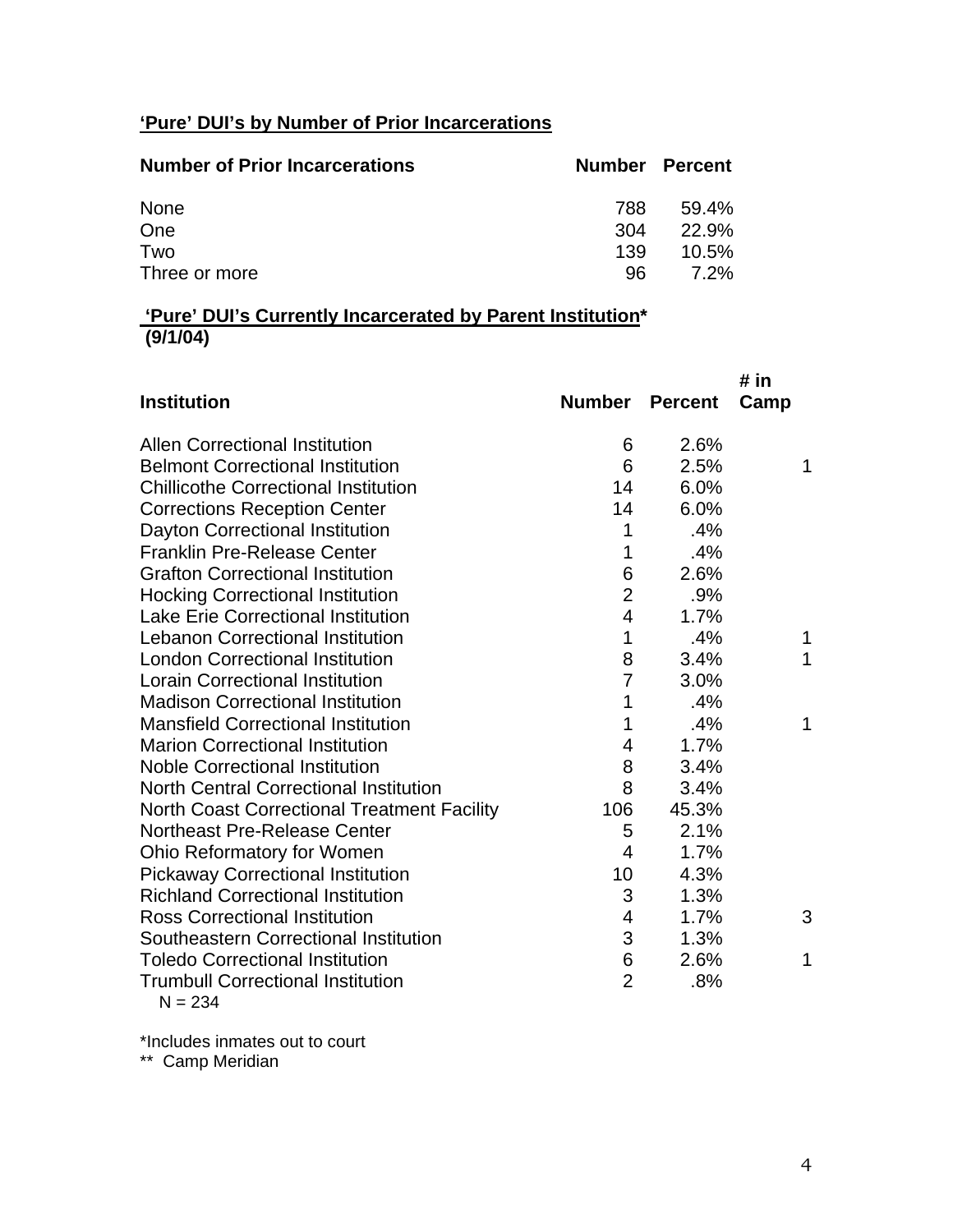**‘Pure’ DUI’s by Number of Prior Incarcerations**

| Number of Prior Incarcerations | Number | Percent |
|---|---|---|
| None | 788 | 59.4% |
| One | 304 | 22.9% |
| Two | 139 | 10.5% |
| Three or more | 96 | 7.2% |

**‘Pure’ DUI’s Currently Incarcerated by Parent Institution*** **(9/1/04)**

| Institution | Number | Percent | # in Camp |
|---|---|---|---|
| Allen Correctional Institution | 6 | 2.6% | |
| Belmont Correctional Institution | 6 | 2.5% | 1 |
| Chillicothe Correctional Institution | 14 | 6.0% | |
| Corrections Reception Center | 14 | 6.0% | |
| Dayton Correctional Institution | 1 | .4% | |
| Franklin Pre-Release Center | 1 | .4% | |
| Grafton Correctional Institution | 6 | 2.6% | |
| Hocking Correctional Institution | 2 | .9% | |
| Lake Erie Correctional Institution | 4 | 1.7% | |
| Lebanon Correctional Institution | 1 | .4% | 1 |
| London Correctional Institution | 8 | 3.4% | 1 |
| Lorain Correctional Institution | 7 | 3.0% | |
| Madison Correctional Institution | 1 | .4% | |
| Mansfield Correctional Institution | 1 | .4% | 1 |
| Marion Correctional Institution | 4 | 1.7% | |
| Noble Correctional Institution | 8 | 3.4% | |
| North Central Correctional Institution | 8 | 3.4% | |
| North Coast Correctional Treatment Facility | 106 | 45.3% | |
| Northeast Pre-Release Center | 5 | 2.1% | |
| Ohio Reformatory for Women | 4 | 1.7% | |
| Pickaway Correctional Institution | 10 | 4.3% | |
| Richland Correctional Institution | 3 | 1.3% | |
| Ross Correctional Institution | 4 | 1.7% | 3 |
| Southeastern Correctional Institution | 3 | 1.3% | |
| Toledo Correctional Institution | 6 | 2.6% | 1 |
| Trumbull Correctional Institution | 2 | .8% | |

N = 234

*Includes inmates out to court

** Camp Meridian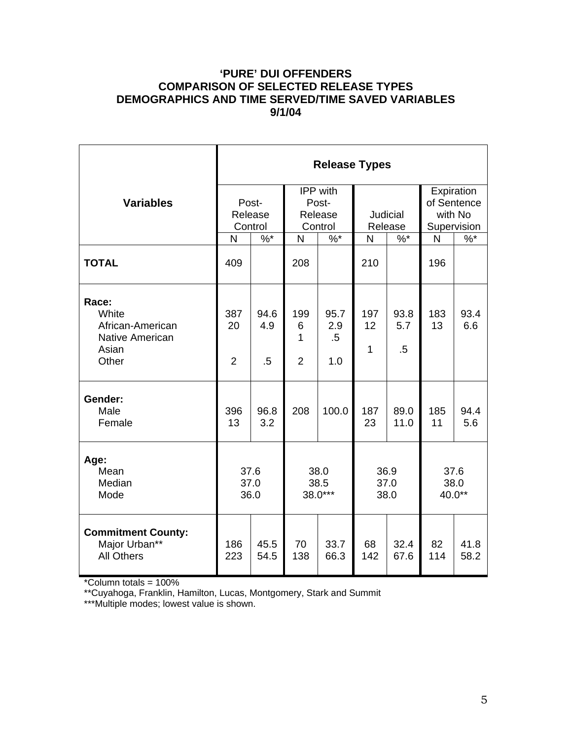# 'PURE' DUI OFFENDERS
# COMPARISON OF SELECTED RELEASE TYPES
# DEMOGRAPHICS AND TIME SERVED/TIME SAVED VARIABLES
# 9/1/04

| Variables | Release Types | | | | | | | |
|---|---|---|---|---|---|---|---|---|
| | Post-Release Control | | IPP with Post-Release Control | | Judicial Release | | Expiration of Sentence with No Supervision | |
| | N | %* | N | %* | N | %* | N | %* |
| **TOTAL** | 409 | | 208 | | 210 | | 196 | |
| **Race:** | | | | | | | | |
| White | 387 | 94.6 | 199 | 95.7 | 197 | 93.8 | 183 | 93.4 |
| African-American | 20 | 4.9 | 6 | 2.9 | 12 | 5.7 | 13 | 6.6 |
| Native American | | | 1 | .5 | | | | |
| Asian | | | | | 1 | .5 | | |
| Other | 2 | .5 | 2 | 1.0 | | | | |
| **Gender:** | | | | | | | | |
| Male | 396 | 96.8 | 208 | 100.0 | 187 | 89.0 | 185 | 94.4 |
| Female | 13 | 3.2 | | | 23 | 11.0 | 11 | 5.6 |
| **Age:** | | | | | | | | |
| Mean | 37.6 | | 38.0 | | 36.9 | | 37.6 | |
| Median | 37.0 | | 38.5 | | 37.0 | | 38.0 | |
| Mode | 36.0 | | 38.0*** | | 38.0 | | 40.0** | |
| **Commitment County:** | | | | | | | | |
| Major Urban** | 186 | 45.5 | 70 | 33.7 | 68 | 32.4 | 82 | 41.8 |
| All Others | 223 | 54.5 | 138 | 66.3 | 142 | 67.6 | 114 | 58.2 |

*Column totals = 100%

**Cuyahoga, Franklin, Hamilton, Lucas, Montgomery, Stark and Summit

***Multiple modes; lowest value is shown.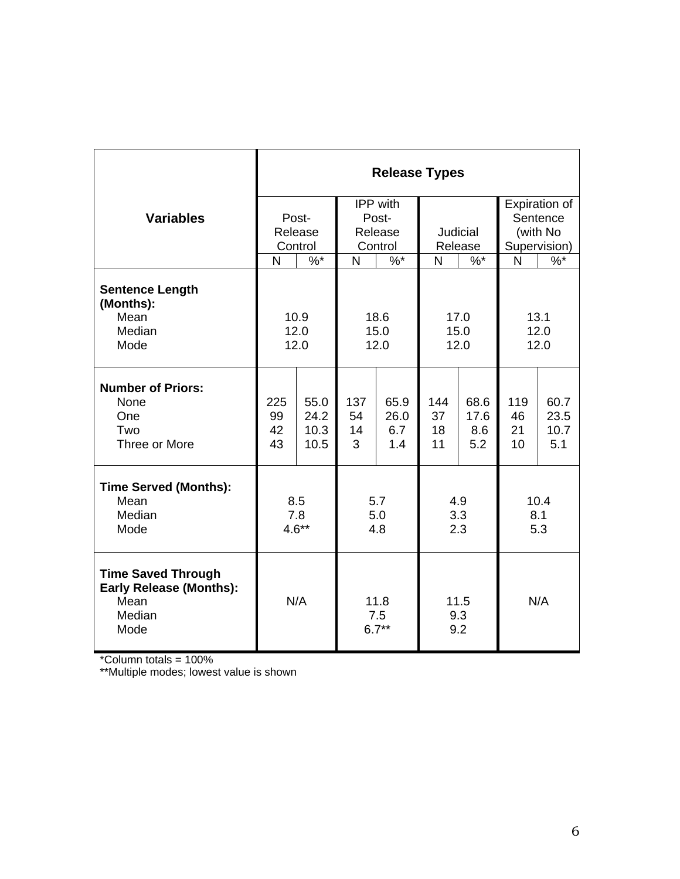| Variables | Release Types | | | | | | | |
|---|---|---|---|---|---|---|---|---|
| | Post-Release Control | | IPP with Post-Release Control | | Judicial Release | | Expiration of Sentence (with No Supervision) | |
| | N | %* | N | %* | N | %* | N | %* |
| **Sentence Length (Months):** | | | | | | | | |
| Mean | 10.9 | | 18.6 | | 17.0 | | 13.1 | |
| Median | 12.0 | | 15.0 | | 15.0 | | 12.0 | |
| Mode | 12.0 | | 12.0 | | 12.0 | | 12.0 | |
| **Number of Priors:** | | | | | | | | |
| None | 225 | 55.0 | 137 | 65.9 | 144 | 68.6 | 119 | 60.7 |
| One | 99 | 24.2 | 54 | 26.0 | 37 | 17.6 | 46 | 23.5 |
| Two | 42 | 10.3 | 14 | 6.7 | 18 | 8.6 | 21 | 10.7 |
| Three or More | 43 | 10.5 | 3 | 1.4 | 11 | 5.2 | 10 | 5.1 |
| **Time Served (Months):** | | | | | | | | |
| Mean | 8.5 | | 5.7 | | 4.9 | | 10.4 | |
| Median | 7.8 | | 5.0 | | 3.3 | | 8.1 | |
| Mode | 4.6** | | 4.8 | | 2.3 | | 5.3 | |
| **Time Saved Through Early Release (Months):** | | | | | | | | |
| Mean | N/A | | 11.8 | | 11.5 | | N/A | |
| Median | | | 7.5 | | 9.3 | | | |
| Mode | | | 6.7** | | 9.2 | | | |

*Column totals = 100%

**Multiple modes; lowest value is shown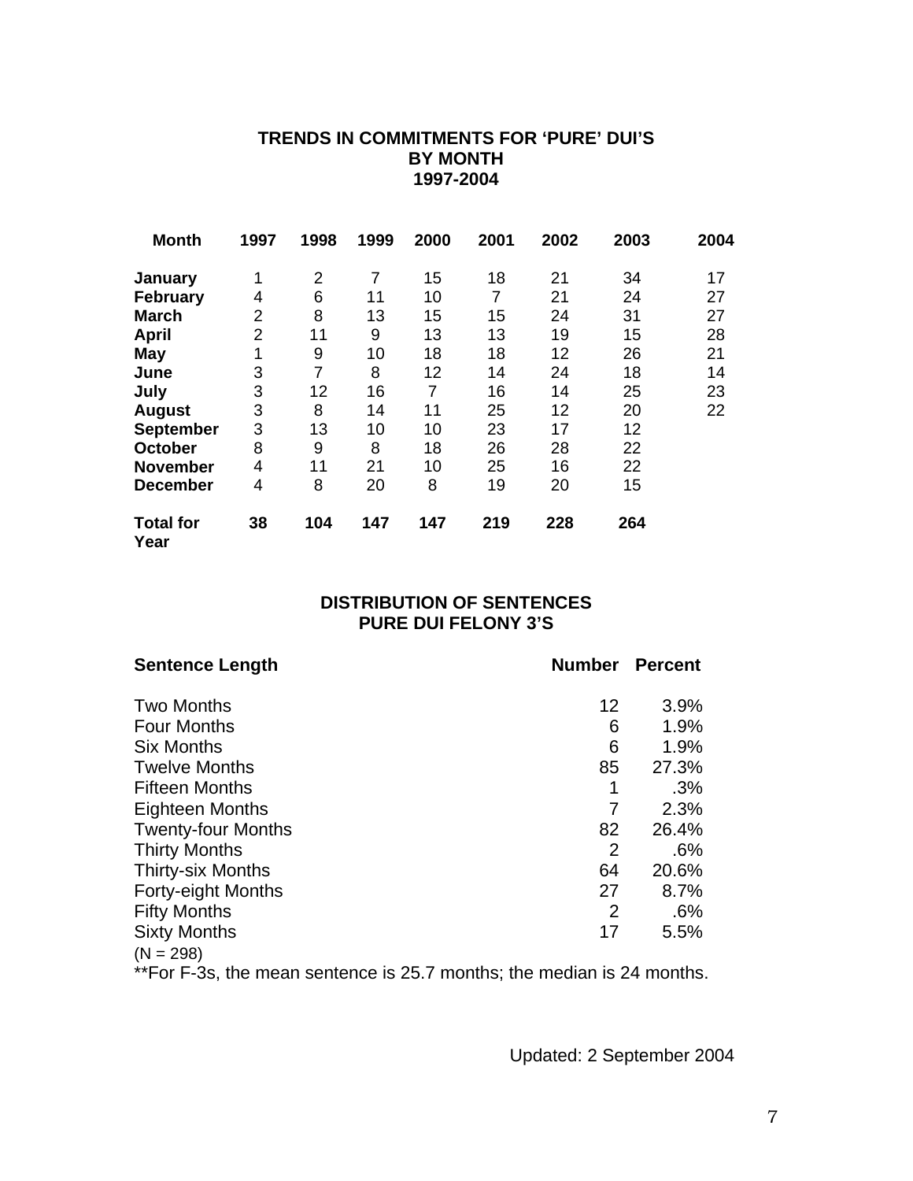### TRENDS IN COMMITMENTS FOR 'PURE' DUI'S BY MONTH 1997-2004

| Month | 1997 | 1998 | 1999 | 2000 | 2001 | 2002 | 2003 | 2004 |
|---|---|---|---|---|---|---|---|---|
| **January** | 1 | 2 | 7 | 15 | 18 | 21 | 34 | 17 |
| **February** | 4 | 6 | 11 | 10 | 7 | 21 | 24 | 27 |
| **March** | 2 | 8 | 13 | 15 | 15 | 24 | 31 | 27 |
| **April** | 2 | 11 | 9 | 13 | 13 | 19 | 15 | 28 |
| **May** | 1 | 9 | 10 | 18 | 18 | 12 | 26 | 21 |
| **June** | 3 | 7 | 8 | 12 | 14 | 24 | 18 | 14 |
| **July** | 3 | 12 | 16 | 7 | 16 | 14 | 25 | 23 |
| **August** | 3 | 8 | 14 | 11 | 25 | 12 | 20 | 22 |
| **September** | 3 | 13 | 10 | 10 | 23 | 17 | 12 | |
| **October** | 8 | 9 | 8 | 18 | 26 | 28 | 22 | |
| **November** | 4 | 11 | 21 | 10 | 25 | 16 | 22 | |
| **December** | 4 | 8 | 20 | 8 | 19 | 20 | 15 | |
| **Total for Year** | **38** | **104** | **147** | **147** | **219** | **228** | **264** | |

### DISTRIBUTION OF SENTENCES PURE DUI FELONY 3'S

| Sentence Length | Number | Percent |
|---|---|---|
| Two Months | 12 | 3.9% |
| Four Months | 6 | 1.9% |
| Six Months | 6 | 1.9% |
| Twelve Months | 85 | 27.3% |
| Fifteen Months | 1 | .3% |
| Eighteen Months | 7 | 2.3% |
| Twenty-four Months | 82 | 26.4% |
| Thirty Months | 2 | .6% |
| Thirty-six Months | 64 | 20.6% |
| Forty-eight Months | 27 | 8.7% |
| Fifty Months | 2 | .6% |
| Sixty Months | 17 | 5.5% |

(N = 298)

**For F-3s, the mean sentence is 25.7 months; the median is 24 months.

Updated: 2 September 2004